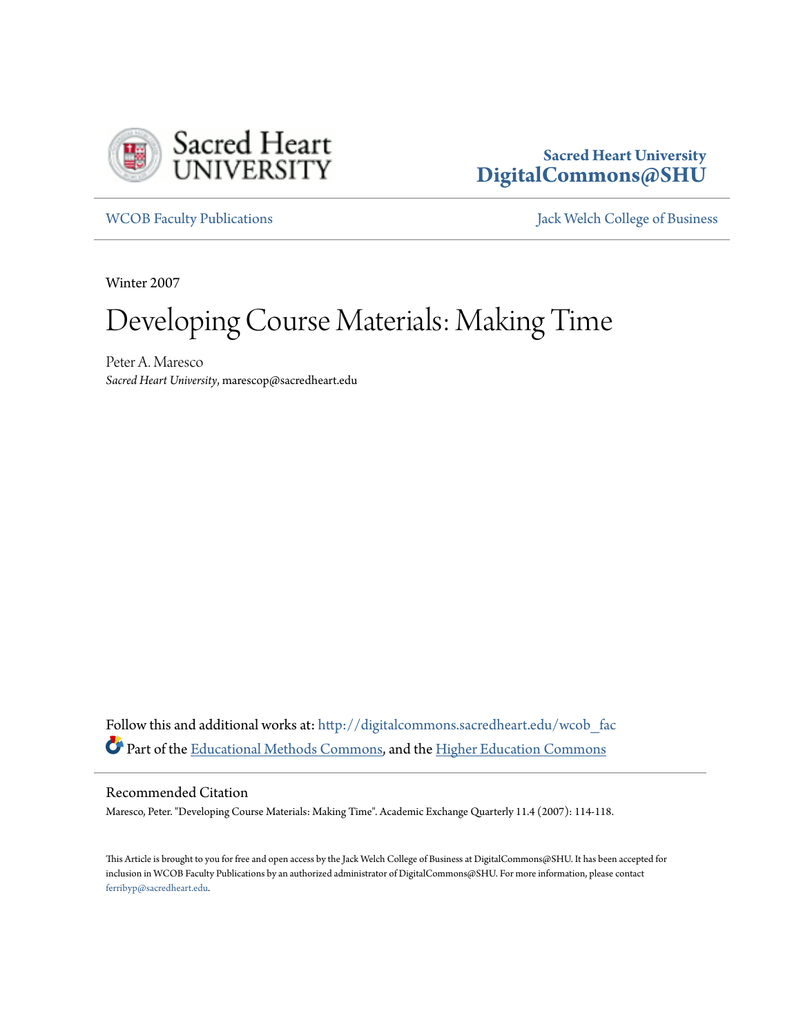Sacred Heart University
**DigitalCommons@SHU**

WCOB Faculty Publications

Jack Welch College of Business

Winter 2007

# Developing Course Materials: Making Time

Peter A. Maresco
*Sacred Heart University*, marescop@sacredheart.edu

Follow this and additional works at: http://digitalcommons.sacredheart.edu/wcob_fac

Part of the Educational Methods Commons, and the Higher Education Commons

## Recommended Citation

Maresco, Peter. "Developing Course Materials: Making Time". Academic Exchange Quarterly 11.4 (2007): 114-118.

This Article is brought to you for free and open access by the Jack Welch College of Business at DigitalCommons@SHU. It has been accepted for inclusion in WCOB Faculty Publications by an authorized administrator of DigitalCommons@SHU. For more information, please contact ferribyp@sacredheart.edu.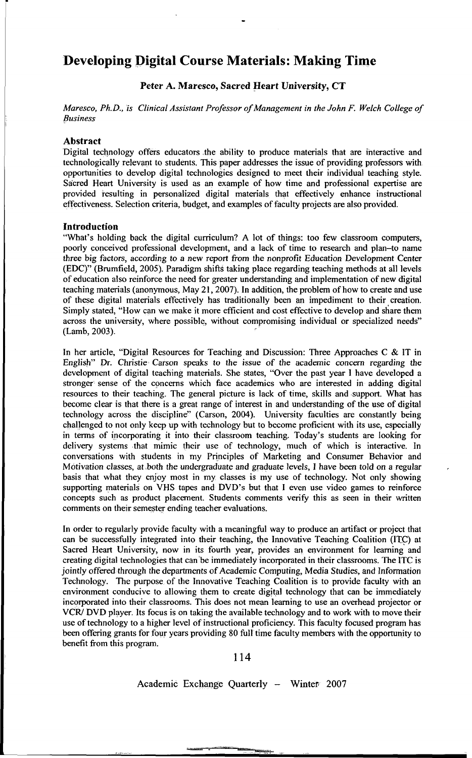# Developing Digital Course Materials: Making Time

**Peter A. Maresco, Sacred Heart University, CT**

*Maresco, Ph.D., is Clinical Assistant Professor of Management in the John F. Welch College of Business*

## Abstract

Digital technology offers educators the ability to produce materials that are interactive and technologically relevant to students. This paper addresses the issue of providing professors with opportunities to develop digital technologies designed to meet their individual teaching style. Sacred Heart University is used as an example of how time and professional expertise are provided resulting in personalized digital materials that effectively enhance instructional effectiveness. Selection criteria, budget, and examples of faculty projects are also provided.

## Introduction

"What's holding back the digital curriculum? A lot of things: too few classroom computers, poorly conceived professional development, and a lack of time to research and plan–to name three big factors, according to a new report from the nonprofit Education Development Center (EDC)" (Brumfield, 2005). Paradigm shifts taking place regarding teaching methods at all levels of education also reinforce the need for greater understanding and implementation of new digital teaching materials (anonymous, May 21, 2007). In addition, the problem of how to create and use of these digital materials effectively has traditionally been an impediment to their creation. Simply stated, "How can we make it more efficient and cost effective to develop and share them across the university, where possible, without compromising individual or specialized needs" (Lamb, 2003).

In her article, "Digital Resources for Teaching and Discussion: Three Approaches C & IT in English" Dr. Christie Carson speaks to the issue of the academic concern regarding the development of digital teaching materials. She states, "Over the past year I have developed a stronger sense of the concerns which face academics who are interested in adding digital resources to their teaching. The general picture is lack of time, skills and support. What has become clear is that there is a great range of interest in and understanding of the use of digital technology across the discipline" (Carson, 2004). University faculties are constantly being challenged to not only keep up with technology but to become proficient with its use, especially in terms of incorporating it into their classroom teaching. Today's students are looking for delivery systems that mimic their use of technology, much of which is interactive. In conversations with students in my Principles of Marketing and Consumer Behavior and Motivation classes, at both the undergraduate and graduate levels, I have been told on a regular basis that what they enjoy most in my classes is my use of technology. Not only showing supporting materials on VHS tapes and DVD's but that I even use video games to reinforce concepts such as product placement. Students comments verify this as seen in their written comments on their semester ending teacher evaluations.

In order to regularly provide faculty with a meaningful way to produce an artifact or project that can be successfully integrated into their teaching, the Innovative Teaching Coalition (ITC) at Sacred Heart University, now in its fourth year, provides an environment for learning and creating digital technologies that can be immediately incorporated in their classrooms. The ITC is jointly offered through the departments of Academic Computing, Media Studies, and Information Technology. The purpose of the Innovative Teaching Coalition is to provide faculty with an environment conducive to allowing them to create digital technology that can be immediately incorporated into their classrooms. This does not mean learning to use an overhead projector or VCR/ DVD player. Its focus is on taking the available technology and to work with to move their use of technology to a higher level of instructional proficiency. This faculty focused program has been offering grants for four years providing 80 full time faculty members with the opportunity to benefit from this program.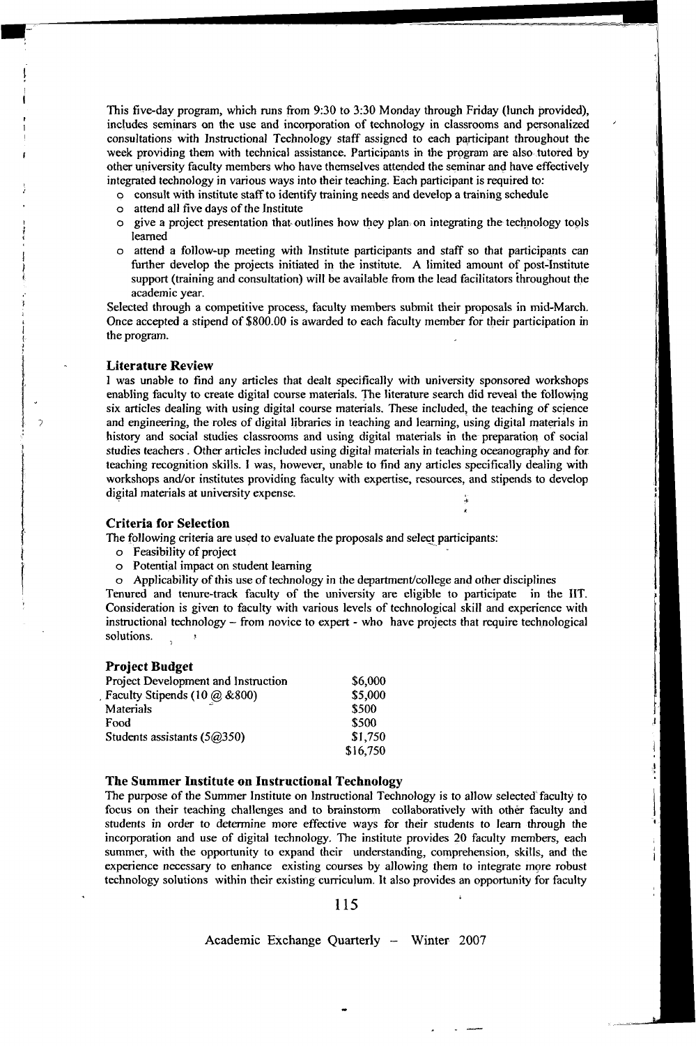This five-day program, which runs from 9:30 to 3:30 Monday through Friday (lunch provided), includes seminars on the use and incorporation of technology in classrooms and personalized consultations with Instructional Technology staff assigned to each participant throughout the week providing them with technical assistance. Participants in the program are also tutored by other university faculty members who have themselves attended the seminar and have effectively integrated technology in various ways into their teaching. Each participant is required to:

- consult with institute staff to identify training needs and develop a training schedule
- attend all five days of the Institute
- give a project presentation that outlines how they plan on integrating the technology tools learned
- attend a follow-up meeting with Institute participants and staff so that participants can further develop the projects initiated in the institute. A limited amount of post-Institute support (training and consultation) will be available from the lead facilitators throughout the academic year.

Selected through a competitive process, faculty members submit their proposals in mid-March. Once accepted a stipend of $800.00 is awarded to each faculty member for their participation in the program.

### Literature Review

I was unable to find any articles that dealt specifically with university sponsored workshops enabling faculty to create digital course materials. The literature search did reveal the following six articles dealing with using digital course materials. These included, the teaching of science and engineering, the roles of digital libraries in teaching and learning, using digital materials in history and social studies classrooms and using digital materials in the preparation of social studies teachers . Other articles included using digital materials in teaching oceanography and for teaching recognition skills. I was, however, unable to find any articles specifically dealing with workshops and/or institutes providing faculty with expertise, resources, and stipends to develop digital materials at university expense.

### Criteria for Selection

The following criteria are used to evaluate the proposals and select participants:

- Feasibility of project
- Potential impact on student learning
- Applicability of this use of technology in the department/college and other disciplines

Tenured and tenure-track faculty of the university are eligible to participate in the IIT. Consideration is given to faculty with various levels of technological skill and experience with instructional technology – from novice to expert - who have projects that require technological solutions.

### Project Budget

| | |
|---|---|
| Project Development and Instruction | $6,000 |
| Faculty Stipends (10 @ &800) | $5,000 |
| Materials | $500 |
| Food | $500 |
| Students assistants (5@350) | $1,750 |
| | $16,750 |

### The Summer Institute on Instructional Technology

The purpose of the Summer Institute on Instructional Technology is to allow selected faculty to focus on their teaching challenges and to brainstorm collaboratively with other faculty and students in order to determine more effective ways for their students to learn through the incorporation and use of digital technology. The institute provides 20 faculty members, each summer, with the opportunity to expand their understanding, comprehension, skills, and the experience necessary to enhance existing courses by allowing them to integrate more robust technology solutions within their existing curriculum. It also provides an opportunity for faculty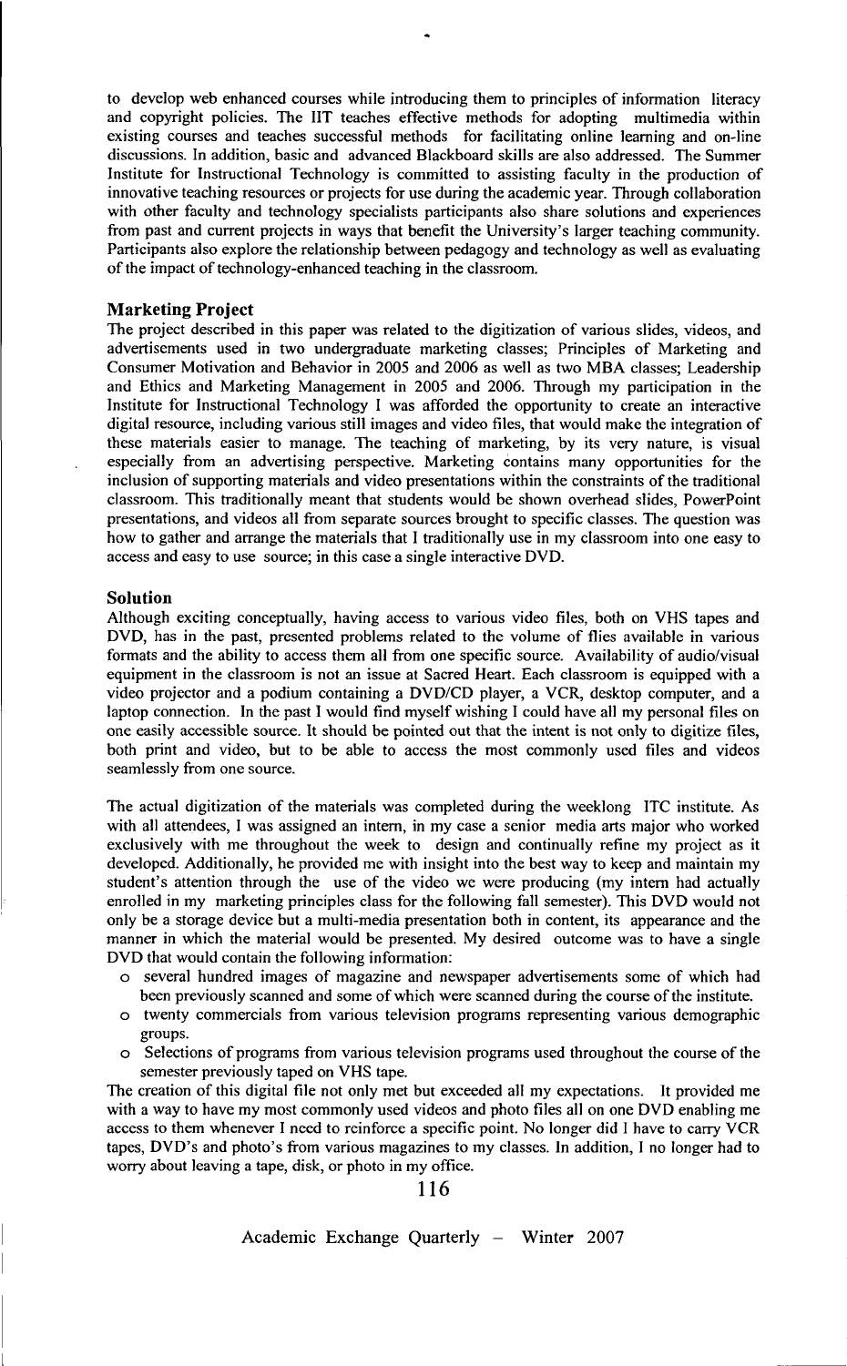to develop web enhanced courses while introducing them to principles of information literacy and copyright policies. The IIT teaches effective methods for adopting multimedia within existing courses and teaches successful methods for facilitating online learning and on-line discussions. In addition, basic and advanced Blackboard skills are also addressed. The Summer Institute for Instructional Technology is committed to assisting faculty in the production of innovative teaching resources or projects for use during the academic year. Through collaboration with other faculty and technology specialists participants also share solutions and experiences from past and current projects in ways that benefit the University's larger teaching community. Participants also explore the relationship between pedagogy and technology as well as evaluating of the impact of technology-enhanced teaching in the classroom.

### Marketing Project

The project described in this paper was related to the digitization of various slides, videos, and advertisements used in two undergraduate marketing classes; Principles of Marketing and Consumer Motivation and Behavior in 2005 and 2006 as well as two MBA classes; Leadership and Ethics and Marketing Management in 2005 and 2006. Through my participation in the Institute for Instructional Technology I was afforded the opportunity to create an interactive digital resource, including various still images and video files, that would make the integration of these materials easier to manage. The teaching of marketing, by its very nature, is visual especially from an advertising perspective. Marketing contains many opportunities for the inclusion of supporting materials and video presentations within the constraints of the traditional classroom. This traditionally meant that students would be shown overhead slides, PowerPoint presentations, and videos all from separate sources brought to specific classes. The question was how to gather and arrange the materials that I traditionally use in my classroom into one easy to access and easy to use source; in this case a single interactive DVD.

### Solution

Although exciting conceptually, having access to various video files, both on VHS tapes and DVD, has in the past, presented problems related to the volume of flies available in various formats and the ability to access them all from one specific source. Availability of audio/visual equipment in the classroom is not an issue at Sacred Heart. Each classroom is equipped with a video projector and a podium containing a DVD/CD player, a VCR, desktop computer, and a laptop connection. In the past I would find myself wishing I could have all my personal files on one easily accessible source. It should be pointed out that the intent is not only to digitize files, both print and video, but to be able to access the most commonly used files and videos seamlessly from one source.

The actual digitization of the materials was completed during the weeklong ITC institute. As with all attendees, I was assigned an intern, in my case a senior media arts major who worked exclusively with me throughout the week to design and continually refine my project as it developed. Additionally, he provided me with insight into the best way to keep and maintain my student's attention through the use of the video we were producing (my intern had actually enrolled in my marketing principles class for the following fall semester). This DVD would not only be a storage device but a multi-media presentation both in content, its appearance and the manner in which the material would be presented. My desired outcome was to have a single DVD that would contain the following information:

- several hundred images of magazine and newspaper advertisements some of which had been previously scanned and some of which were scanned during the course of the institute.
- twenty commercials from various television programs representing various demographic groups.
- Selections of programs from various television programs used throughout the course of the semester previously taped on VHS tape.

The creation of this digital file not only met but exceeded all my expectations. It provided me with a way to have my most commonly used videos and photo files all on one DVD enabling me access to them whenever I need to reinforce a specific point. No longer did I have to carry VCR tapes, DVD's and photo's from various magazines to my classes. In addition, I no longer had to worry about leaving a tape, disk, or photo in my office.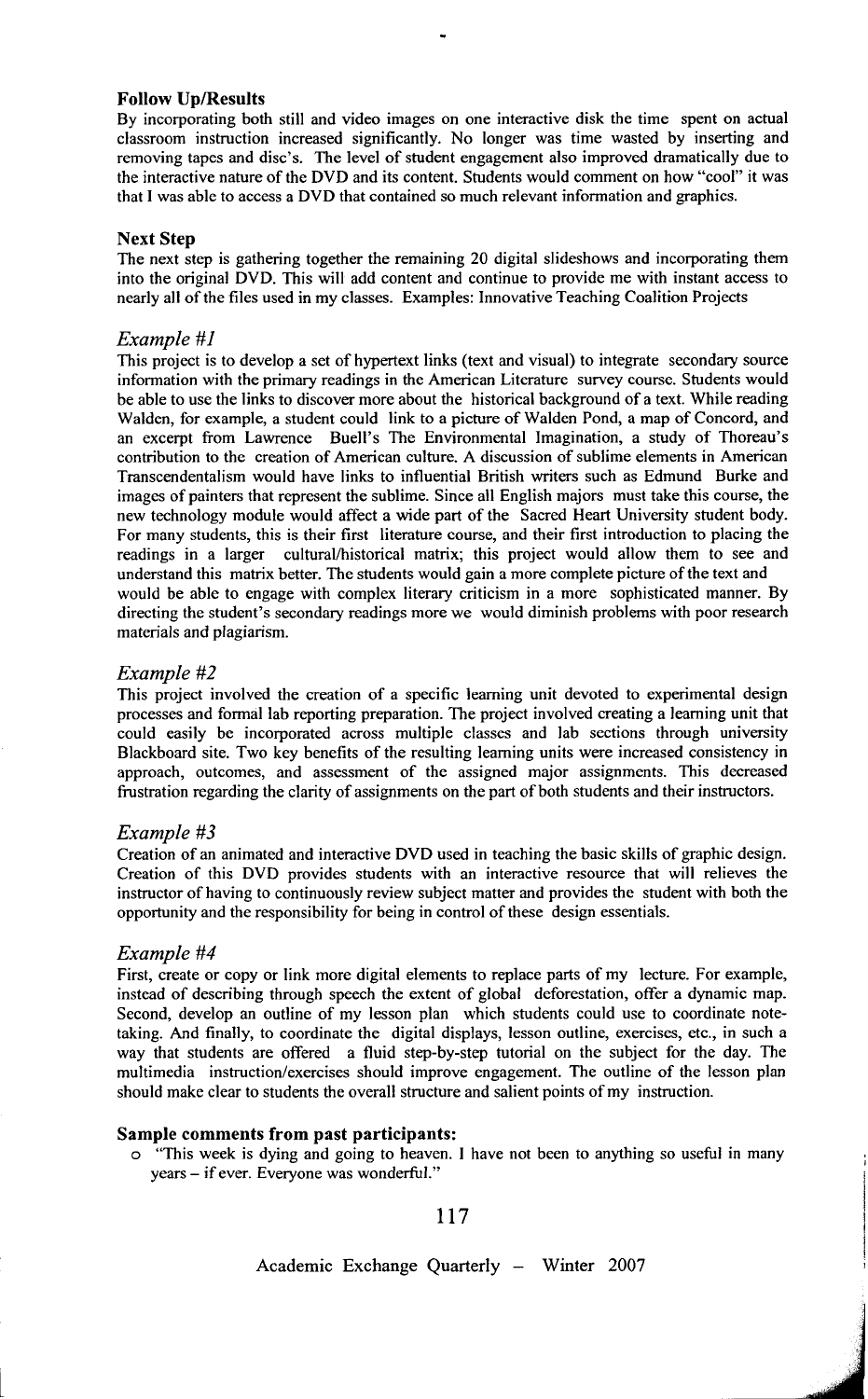### Follow Up/Results

By incorporating both still and video images on one interactive disk the time spent on actual classroom instruction increased significantly. No longer was time wasted by inserting and removing tapes and disc's. The level of student engagement also improved dramatically due to the interactive nature of the DVD and its content. Students would comment on how "cool" it was that I was able to access a DVD that contained so much relevant information and graphics.

### Next Step

The next step is gathering together the remaining 20 digital slideshows and incorporating them into the original DVD. This will add content and continue to provide me with instant access to nearly all of the files used in my classes. Examples: Innovative Teaching Coalition Projects

### *Example #1*

This project is to develop a set of hypertext links (text and visual) to integrate secondary source information with the primary readings in the American Literature survey course. Students would be able to use the links to discover more about the historical background of a text. While reading Walden, for example, a student could link to a picture of Walden Pond, a map of Concord, and an excerpt from Lawrence Buell's The Environmental Imagination, a study of Thoreau's contribution to the creation of American culture. A discussion of sublime elements in American Transcendentalism would have links to influential British writers such as Edmund Burke and images of painters that represent the sublime. Since all English majors must take this course, the new technology module would affect a wide part of the Sacred Heart University student body. For many students, this is their first literature course, and their first introduction to placing the readings in a larger cultural/historical matrix; this project would allow them to see and understand this matrix better. The students would gain a more complete picture of the text and would be able to engage with complex literary criticism in a more sophisticated manner. By directing the student's secondary readings more we would diminish problems with poor research materials and plagiarism.

### *Example #2*

This project involved the creation of a specific learning unit devoted to experimental design processes and formal lab reporting preparation. The project involved creating a learning unit that could easily be incorporated across multiple classes and lab sections through university Blackboard site. Two key benefits of the resulting learning units were increased consistency in approach, outcomes, and assessment of the assigned major assignments. This decreased frustration regarding the clarity of assignments on the part of both students and their instructors.

### *Example #3*

Creation of an animated and interactive DVD used in teaching the basic skills of graphic design. Creation of this DVD provides students with an interactive resource that will relieves the instructor of having to continuously review subject matter and provides the student with both the opportunity and the responsibility for being in control of these design essentials.

### *Example #4*

First, create or copy or link more digital elements to replace parts of my lecture. For example, instead of describing through speech the extent of global deforestation, offer a dynamic map. Second, develop an outline of my lesson plan which students could use to coordinate note-taking. And finally, to coordinate the digital displays, lesson outline, exercises, etc., in such a way that students are offered a fluid step-by-step tutorial on the subject for the day. The multimedia instruction/exercises should improve engagement. The outline of the lesson plan should make clear to students the overall structure and salient points of my instruction.

### Sample comments from past participants:

- "This week is dying and going to heaven. I have not been to anything so useful in many years – if ever. Everyone was wonderful."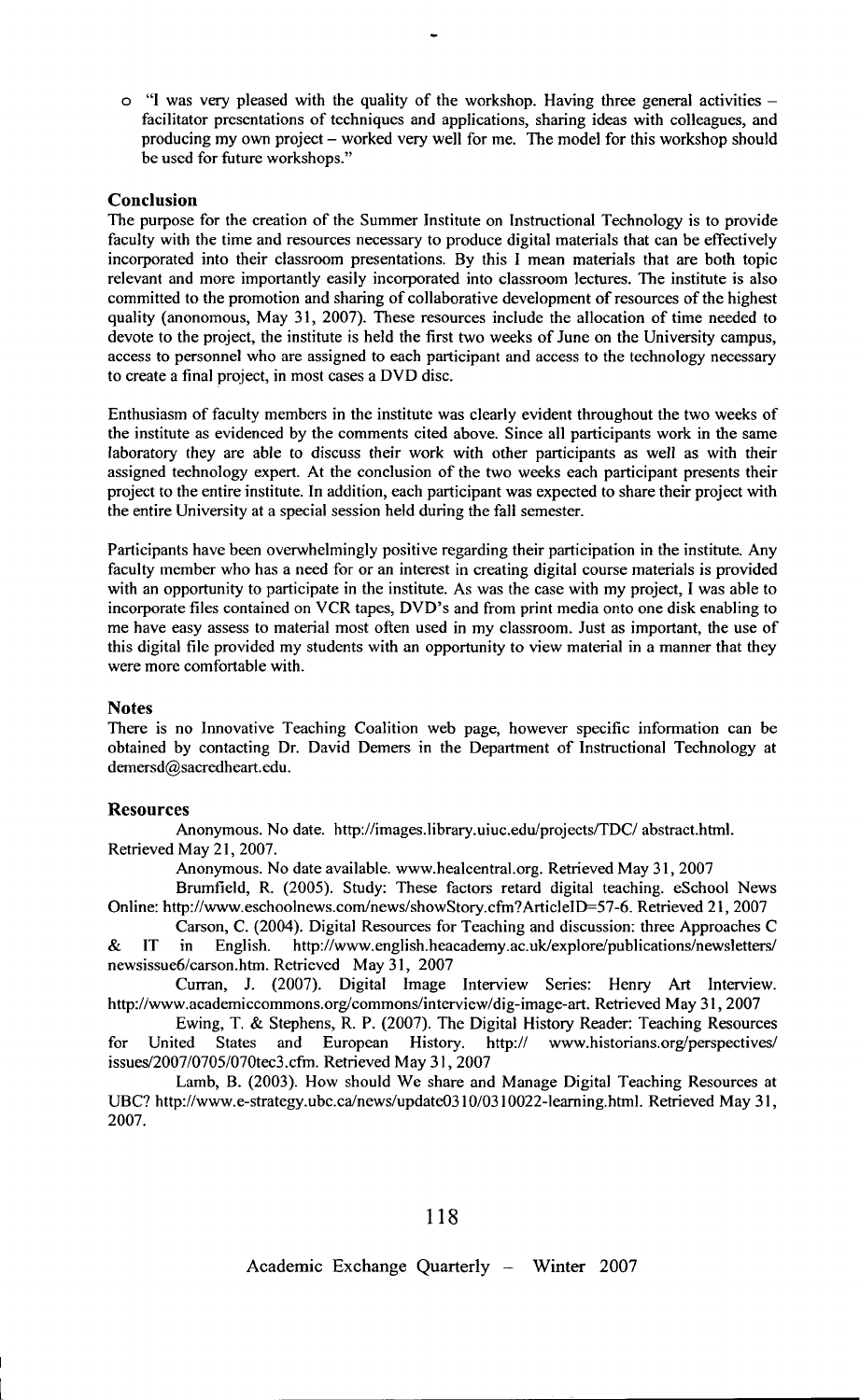- "I was very pleased with the quality of the workshop. Having three general activities – facilitator presentations of techniques and applications, sharing ideas with colleagues, and producing my own project – worked very well for me. The model for this workshop should be used for future workshops."

## Conclusion

The purpose for the creation of the Summer Institute on Instructional Technology is to provide faculty with the time and resources necessary to produce digital materials that can be effectively incorporated into their classroom presentations. By this I mean materials that are both topic relevant and more importantly easily incorporated into classroom lectures. The institute is also committed to the promotion and sharing of collaborative development of resources of the highest quality (anonomous, May 31, 2007). These resources include the allocation of time needed to devote to the project, the institute is held the first two weeks of June on the University campus, access to personnel who are assigned to each participant and access to the technology necessary to create a final project, in most cases a DVD disc.

Enthusiasm of faculty members in the institute was clearly evident throughout the two weeks of the institute as evidenced by the comments cited above. Since all participants work in the same laboratory they are able to discuss their work with other participants as well as with their assigned technology expert. At the conclusion of the two weeks each participant presents their project to the entire institute. In addition, each participant was expected to share their project with the entire University at a special session held during the fall semester.

Participants have been overwhelmingly positive regarding their participation in the institute. Any faculty member who has a need for or an interest in creating digital course materials is provided with an opportunity to participate in the institute. As was the case with my project, I was able to incorporate files contained on VCR tapes, DVD's and from print media onto one disk enabling to me have easy assess to material most often used in my classroom. Just as important, the use of this digital file provided my students with an opportunity to view material in a manner that they were more comfortable with.

## Notes

There is no Innovative Teaching Coalition web page, however specific information can be obtained by contacting Dr. David Demers in the Department of Instructional Technology at demersd@sacredheart.edu.

## Resources

Anonymous. No date. http://images.library.uiuc.edu/projects/TDC/ abstract.html. Retrieved May 21, 2007.

Anonymous. No date available. www.healcentral.org. Retrieved May 31, 2007

Brumfield, R. (2005). Study: These factors retard digital teaching. eSchool News Online: http://www.eschoolnews.com/news/showStory.cfm?ArticleID=57-6. Retrieved 21, 2007

Carson, C. (2004). Digital Resources for Teaching and discussion: three Approaches C & IT in English. http://www.english.heacademy.ac.uk/explore/publications/newsletters/newsissue6/carson.htm. Retrieved May 31, 2007

Curran, J. (2007). Digital Image Interview Series: Henry Art Interview. http://www.academiccommons.org/commons/interview/dig-image-art. Retrieved May 31, 2007

Ewing, T. & Stephens, R. P. (2007). The Digital History Reader: Teaching Resources for United States and European History. http:// www.historians.org/perspectives/issues/2007/0705/070tec3.cfm. Retrieved May 31, 2007

Lamb, B. (2003). How should We share and Manage Digital Teaching Resources at UBC? http://www.e-strategy.ubc.ca/news/update0310/0310022-learning.html. Retrieved May 31, 2007.